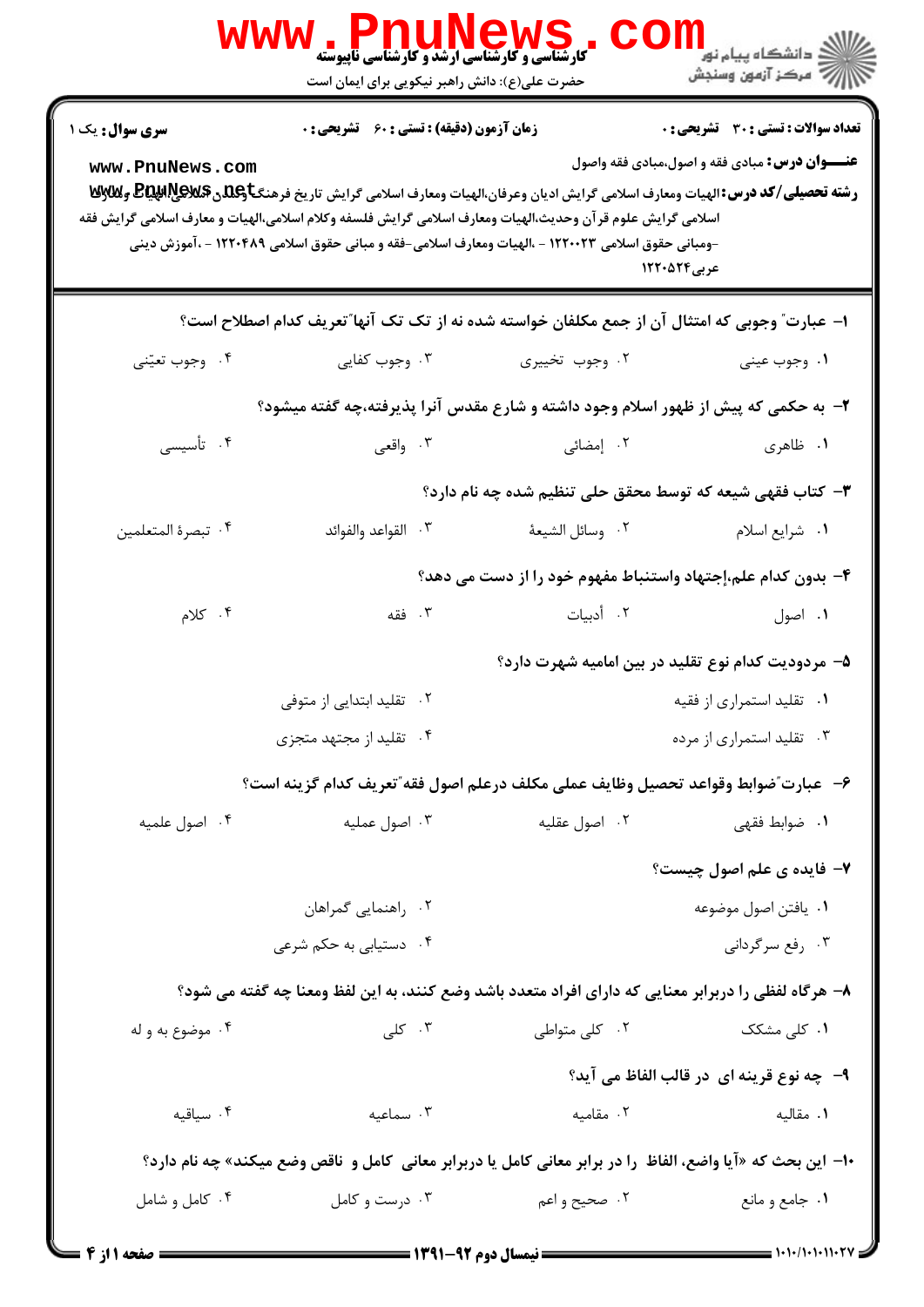**سری سوال:** یک ۱

**زمان آزمون (دقیقه) : تستی : ۶۰ تشریحی : ۰**

**تعداد سوالات : تستی : ۳۰ تشریحی : ۰**

**عنـــوان درس:** مبادی فقه و اصول،مبادی فقه واصول

**رشته تحصیلی/کد درس:** الهیات ومعارف اسلامی گرایش ادیان وعرفان،الهیات ومعارف اسلامی گرایش تاریخ فرهنگ وتمدن اسلامی،الهیات ومعارف اسلامی گرایش علوم قرآن وحدیث،الهیات ومعارف اسلامی گرایش فلسفه وکلام اسلامی،الهیات و معارف اسلامی گرایش فقه -ومبانی حقوق اسلامی ۱۲۲۰۰۲۳ - ،الهیات ومعارف اسلامی-فقه و مبانی حقوق اسلامی ۱۲۲۰۴۸۹ - ،آموزش دینی عربی۱۲۲۰۵۲۴

۱- عبارت" وجوبی که امتثال آن از جمع مکلفان خواسته شده نه از تک تک آنها"تعریف کدام اصطلاح است؟

۱. وجوب عینی
۲. وجوب تخییری
۳. وجوب کفایی
۴. وجوب تعیّنی

۲- به حکمی که پیش از ظهور اسلام وجود داشته و شارع مقدس آنرا پذیرفته،چه گفته میشود؟

۱. ظاهری
۲. إمضائی
۳. واقعی
۴. تأسیسی

۳- کتاب فقهی شیعه که توسط محقق حلی تنظیم شده چه نام دارد؟

۱. شرایع اسلام
۲. وسائل الشیعة
۳. القواعد والفوائد
۴. تبصرة المتعلمین

۴- بدون کدام علم،إجتهاد واستنباط مفهوم خود را از دست می دهد؟

۱. اصول
۲. أدبیات
۳. فقه
۴. کلام

۵- مردودیت کدام نوع تقلید در بین امامیه شهرت دارد؟

۱. تقلید استمراری از فقیه
۲. تقلید ابتدایی از متوفی
۳. تقلید استمراری از مرده
۴. تقلید از مجتهد متجزی

۶- عبارت"ضوابط وقواعد تحصیل وظایف عملی مکلف درعلم اصول فقه"تعریف کدام گزینه است؟

۱. ضوابط فقهی
۲. اصول عقلیه
۳. اصول عملیه
۴. اصول علمیه

۷- فایده ی علم اصول چیست؟

۱. یافتن اصول موضوعه
۲. راهنمایی گمراهان
۳. رفع سرگردانی
۴. دستیابی به حکم شرعی

۸- هرگاه لفظی را دربرابر معنایی که دارای افراد متعدد باشد وضع کنند، به این لفظ ومعنا چه گفته می شود؟

۱. کلی مشکک
۲. کلی متواطی
۳. کلی
۴. موضوع به و له

۹- چه نوع قرینه ای در قالب الفاظ می آید؟

۱. مقالیه
۲. مقامیه
۳. سماعیه
۴. سیاقیه

۱۰- این بحث که «آیا واضع، الفاظ را در برابر معانی کامل یا دربرابر معانی کامل و ناقص وضع میکند» چه نام دارد؟

۱. جامع و مانع
۲. صحیح و اعم
۳. درست و کامل
۴. کامل و شامل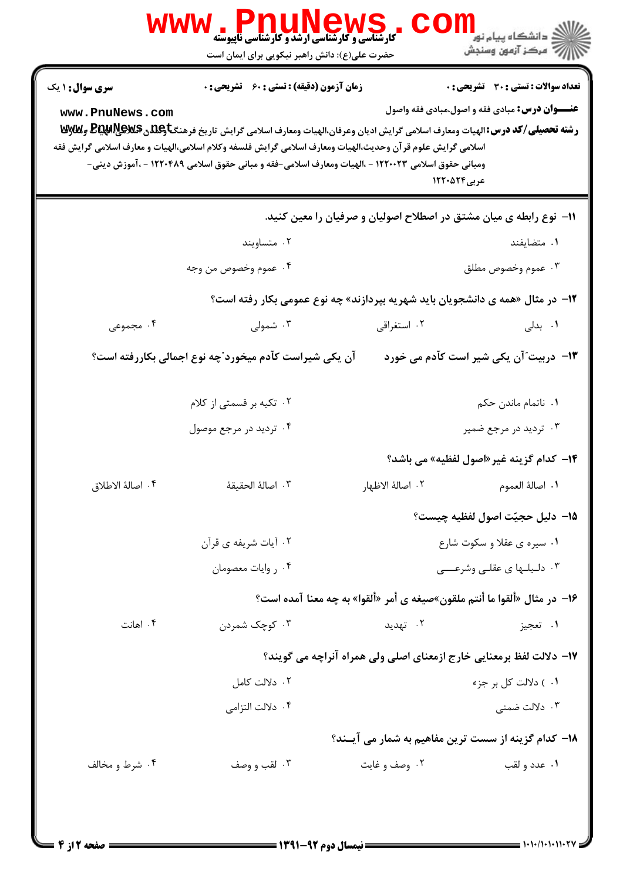**سری سوال:** ۱ یک | **زمان آزمون (دقیقه) : تستی : ۶۰ تشریحی : ۰** | **تعداد سوالات : تستی : ۳۰ تشریحی : ۰**

**عنـــوان درس:** مبادی فقه و اصول،مبادی فقه واصول

**رشته تحصیلی/کد درس:** الهیات ومعارف اسلامی گرایش ادیان وعرفان،الهیات ومعارف اسلامی گرایش تاریخ فرهنگ وتمدن اسلامی،الهیات و معارف اسلامی گرایش علوم قرآن وحدیث،الهیات ومعارف اسلامی گرایش فلسفه وکلام اسلامی،الهیات و معارف اسلامی گرایش فقه ومبانی حقوق اسلامی ۱۲۲۰۰۲۳ - ،الهیات ومعارف اسلامی-فقه و مبانی حقوق اسلامی ۱۲۲۰۴۸۹ - ،آموزش دینی-عربی۱۲۲۰۵۲۴

۱۱- نوع رابطه ی میان مشتق در اصطلاح اصولیان و صرفیان را معین کنید.

۱. متضایفند
۲. متساویند
۳. عموم وخصوص مطلق
۴. عموم وخصوص من وجه

۱۲- در مثال «همه ی دانشجویان باید شهریه بپردازند» چه نوع عمومی بکار رفته است؟

۱. بدلی
۲. استغراقی
۳. شمولی
۴. مجموعی

۱۳- دربیت"آن یکی شیر است کآدم می خورد        آن یکی شیراست کآدم میخورد"چه نوع اجمالی بکاررفته است؟

۱. ناتمام ماندن حکم
۲. تکیه بر قسمتی از کلام
۳. تردید در مرجع ضمیر
۴. تردید در مرجع موصول

۱۴- کدام گزینه غیر«اصول لفظیه» می باشد؟

۱. اصالة العموم
۲. اصالة الاظهار
۳. اصالة الحقیقة
۴. اصالة الاطلاق

۱۵- دلیل حجیّت اصول لفظیه چیست؟

۱. سیره ی عقلا و سکوت شارع
۲. آیات شریفه ی قرآن
۳. دلیلها ی عقلی وشرعی
۴. روایات معصومان

۱۶- در مثال «ألقوا ما أنتم ملقون»صیغه ی أمر «ألقوا» به چه معنا آمده است؟

۱. تعجیز
۲. تهدید
۳. کوچک شمردن
۴. اهانت

۱۷- دلالت لفظ برمعنایی خارج ازمعنای اصلی ولی همراه آنراچه می گویند؟

۱. ) دلالت کل بر جزء
۲. دلالت کامل
۳. دلالت ضمنی
۴. دلالت التزامی

۱۸- کدام گزینه از سست ترین مفاهیم به شمار می آیند؟

۱. عدد و لقب
۲. وصف و غایت
۳. لقب و وصف
۴. شرط و مخالف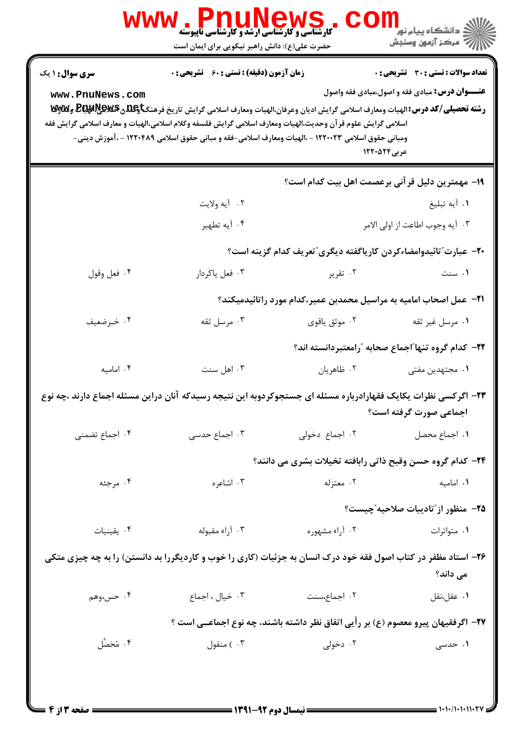**سری سوال: ۱ یک** | **زمان آزمون (دقیقه) : تستی : ۶۰ تشریحی : ۰** | **تعداد سوالات : تستی : ۳۰ تشریحی : ۰**

**عنـــوان درس:** مبادی فقه و اصول،مبادی فقه واصول

**رشته تحصیلی/کد درس:** الهیات ومعارف اسلامی گرایش ادیان وعرفان،الهیات ومعارف اسلامی گرایش تاریخ فرهنگ وتمدن اسلامی،الهیات ومعارف اسلامی گرایش علوم قرآن وحدیث،الهیات ومعارف اسلامی گرایش فلسفه وکلام اسلامی،الهیات و معارف اسلامی گرایش فقه ومبانی حقوق اسلامی ۱۲۲۰۰۲۳ - ،الهیات ومعارف اسلامی-فقه و مبانی حقوق اسلامی ۱۲۲۰۴۸۹ - ،آموزش دینی-عربی۱۲۲۰۵۲۴

**۱۹- مهمترین دلیل قرآنی برعصمت اهل بیت کدام است؟**

۱. آیه تبلیغ
۲. آیه ولایت
۳. آیه وجوب اطاعت از اولی الامر
۴. آیه تطهیر

**۲۰- عبارت"تائیدوامضاءکردن کاریاگفته دیگری"تعریف کدام گزینه است؟**

۱. سنت
۲. تقریر
۳. فعل یاکردار
۴. فعل وقول

**۲۱- عمل اصحاب امامیه به مراسیل محمدبن عمیر،کدام مورد راتائیدمیکند؟**

۱. مرسل غیر ثقه
۲. موثق یاقوی
۳. مرسل ثقه
۴. خبرضعیف

**۲۲- کدام گروه تنها"اجماع صحابه "رامعتبردانسته اند؟**

۱. مجتهدین مفتی
۲. ظاهریان
۳. اهل سنت
۴. امامیه

**۲۳- اگرکسی نظرات یکایک فقهادرباره مسئله ای جستجوکردوبه این نتیجه رسیدکه آنان دراین مسئله اجماع دارند ،چه نوع اجماعی صورت گرفته است؟**

۱. اجماع محصل
۲. اجماع دخولی
۳. اجماع حدسی
۴. اجماع تضمنی

**۲۴- کدام گروه حسن وقبح ذاتی رابافته تخیلات بشری می دانند؟**

۱. امامیه
۲. معتزله
۳. اشاعره
۴. مرجئه

**۲۵- منظور از"تادیبات صلاحیه"چیست؟**

۱. متواترات
۲. آراء مشهوره
۳. آراء مقبوله
۴. یقینیات

**۲۶- استاد مظفر در کتاب اصول فقه خود درک انسان به جزئیات (کاری را خوب و کاردیگررا بد دانستن) را به چه چیزی متکی می داند؟**

۱. عقل،نقل
۲. اجماع،سنت
۳. خیال ، اجماع
۴. حس،وهم

**۲۷- اگرفقیهان پیرو معصوم (ع) بر رأیی اتفاق نظر داشته باشند، چه نوع اجماعـی است ؟**

۱. حدسی
۲. دخولی
۳. ) منقول
۴. مُحَصَّل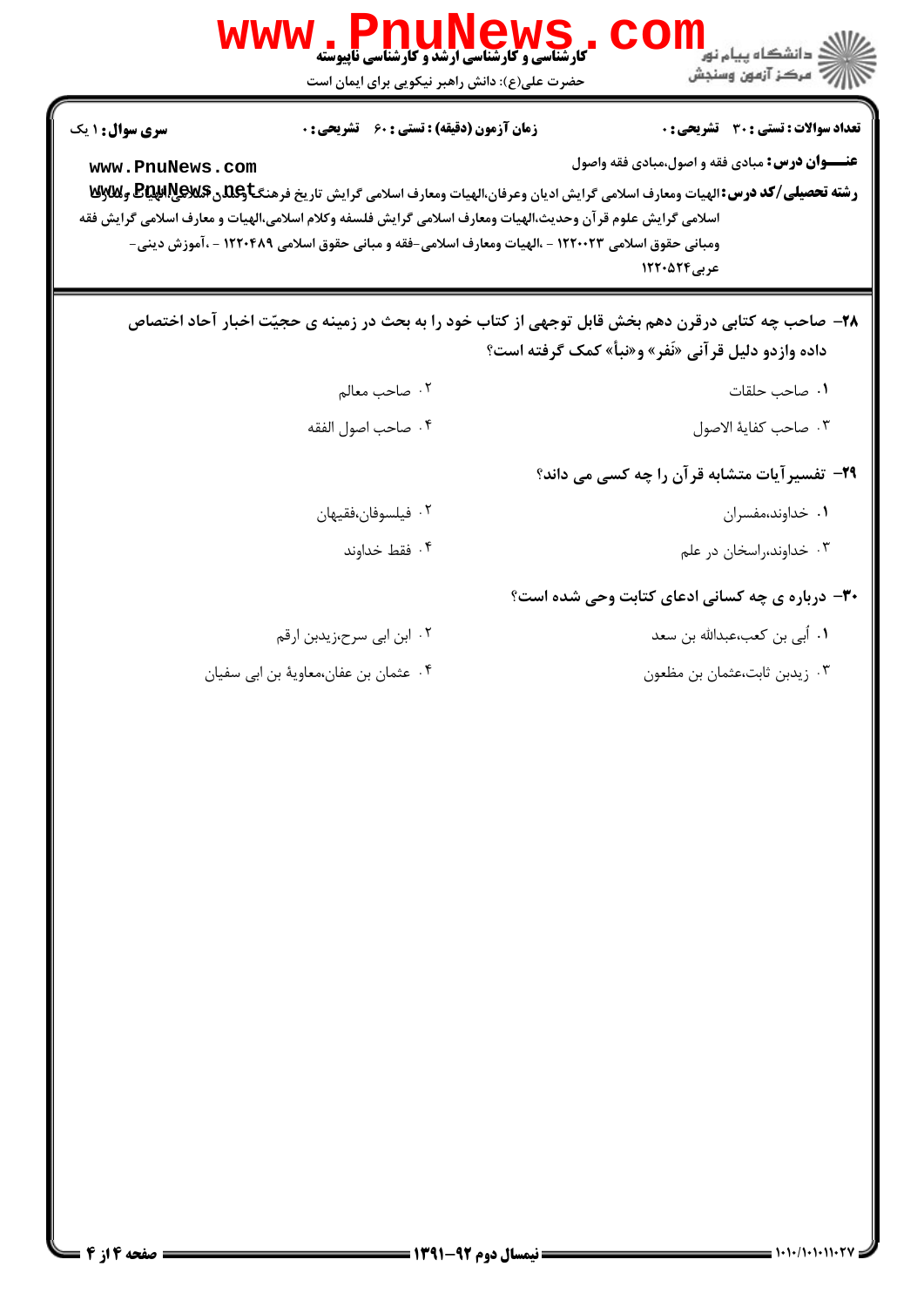**سری سوال:** ۱ یک | **زمان آزمون (دقیقه) : تستی :** ۶۰ **تشریحی :** ۰ | **تعداد سوالات : تستی :** ۳۰ **تشریحی :** ۰

**عنـــوان درس:** مبادی فقه و اصول،مبادی فقه واصول

**رشته تحصیلی/کد درس:** الهیات ومعارف اسلامی گرایش ادیان وعرفان،الهیات ومعارف اسلامی گرایش تاریخ فرهنگ وتمدن اسلامی،الهیات ومعارف اسلامی گرایش علوم قرآن وحدیث،الهیات ومعارف اسلامی گرایش فلسفه وکلام اسلامی،الهیات و معارف اسلامی گرایش فقه ومبانی حقوق اسلامی ۱۲۲۰۰۲۳ - ،الهیات ومعارف اسلامی-فقه و مبانی حقوق اسلامی ۱۲۲۰۴۸۹ - ،آموزش دینی-عربی۱۲۲۰۵۲۴

**۲۸- صاحب چه کتابی درقرن دهم بخش قابل توجهی از کتاب خود را به بحث در زمینه ی حجیّت اخبار آحاد اختصاص داده وازدو دلیل قرآنی «نَفر» و«نبأ» کمک گرفته است؟**

۱. صاحب حلقات

۲. صاحب معالم

۳. صاحب کفایة الاصول

۴. صاحب اصول الفقه

**۲۹- تفسیرآیات متشابه قرآن را چه کسی می داند؟**

۱. خداوند،مفسران

۲. فیلسوفان،فقیهان

۳. خداوند،راسخان در علم

۴. فقط خداوند

**۳۰- درباره ی چه کسانی ادعای کتابت وحی شده است؟**

۱. أبی بن کعب،عبدالله بن سعد

۲. ابن ابی سرح،زیدبن ارقم

۳. زیدبن ثابت،عثمان بن مظعون

۴. عثمان بن عفان،معاویة بن ابی سفیان